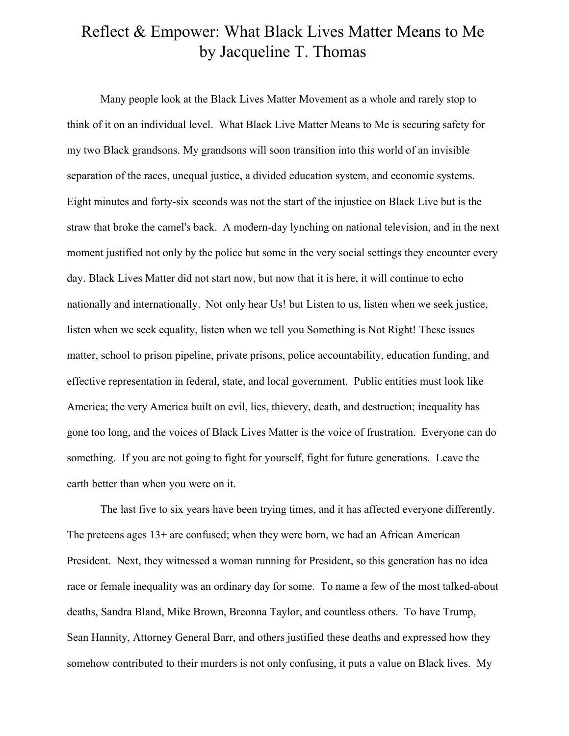# Reflect & Empower: What Black Lives Matter Means to Me
## by Jacqueline T. Thomas

Many people look at the Black Lives Matter Movement as a whole and rarely stop to think of it on an individual level. What Black Live Matter Means to Me is securing safety for my two Black grandsons. My grandsons will soon transition into this world of an invisible separation of the races, unequal justice, a divided education system, and economic systems. Eight minutes and forty-six seconds was not the start of the injustice on Black Live but is the straw that broke the camel's back. A modern-day lynching on national television, and in the next moment justified not only by the police but some in the very social settings they encounter every day. Black Lives Matter did not start now, but now that it is here, it will continue to echo nationally and internationally. Not only hear Us! but Listen to us, listen when we seek justice, listen when we seek equality, listen when we tell you Something is Not Right! These issues matter, school to prison pipeline, private prisons, police accountability, education funding, and effective representation in federal, state, and local government. Public entities must look like America; the very America built on evil, lies, thievery, death, and destruction; inequality has gone too long, and the voices of Black Lives Matter is the voice of frustration. Everyone can do something. If you are not going to fight for yourself, fight for future generations. Leave the earth better than when you were on it.

The last five to six years have been trying times, and it has affected everyone differently. The preteens ages 13+ are confused; when they were born, we had an African American President. Next, they witnessed a woman running for President, so this generation has no idea race or female inequality was an ordinary day for some. To name a few of the most talked-about deaths, Sandra Bland, Mike Brown, Breonna Taylor, and countless others. To have Trump, Sean Hannity, Attorney General Barr, and others justified these deaths and expressed how they somehow contributed to their murders is not only confusing, it puts a value on Black lives. My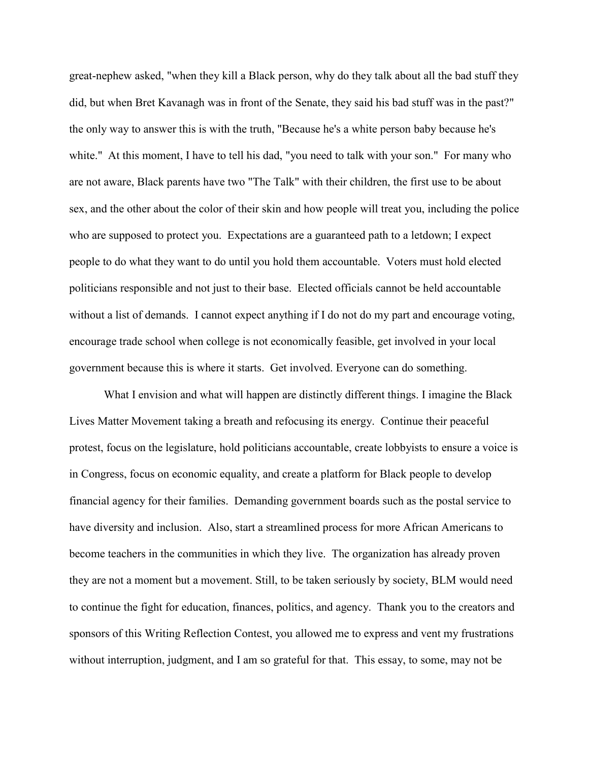great-nephew asked, "when they kill a Black person, why do they talk about all the bad stuff they did, but when Bret Kavanagh was in front of the Senate, they said his bad stuff was in the past?" the only way to answer this is with the truth, "Because he's a white person baby because he's white." At this moment, I have to tell his dad, "you need to talk with your son." For many who are not aware, Black parents have two "The Talk" with their children, the first use to be about sex, and the other about the color of their skin and how people will treat you, including the police who are supposed to protect you. Expectations are a guaranteed path to a letdown; I expect people to do what they want to do until you hold them accountable. Voters must hold elected politicians responsible and not just to their base. Elected officials cannot be held accountable without a list of demands. I cannot expect anything if I do not do my part and encourage voting, encourage trade school when college is not economically feasible, get involved in your local government because this is where it starts. Get involved. Everyone can do something.

What I envision and what will happen are distinctly different things. I imagine the Black Lives Matter Movement taking a breath and refocusing its energy. Continue their peaceful protest, focus on the legislature, hold politicians accountable, create lobbyists to ensure a voice is in Congress, focus on economic equality, and create a platform for Black people to develop financial agency for their families. Demanding government boards such as the postal service to have diversity and inclusion. Also, start a streamlined process for more African Americans to become teachers in the communities in which they live. The organization has already proven they are not a moment but a movement. Still, to be taken seriously by society, BLM would need to continue the fight for education, finances, politics, and agency. Thank you to the creators and sponsors of this Writing Reflection Contest, you allowed me to express and vent my frustrations without interruption, judgment, and I am so grateful for that. This essay, to some, may not be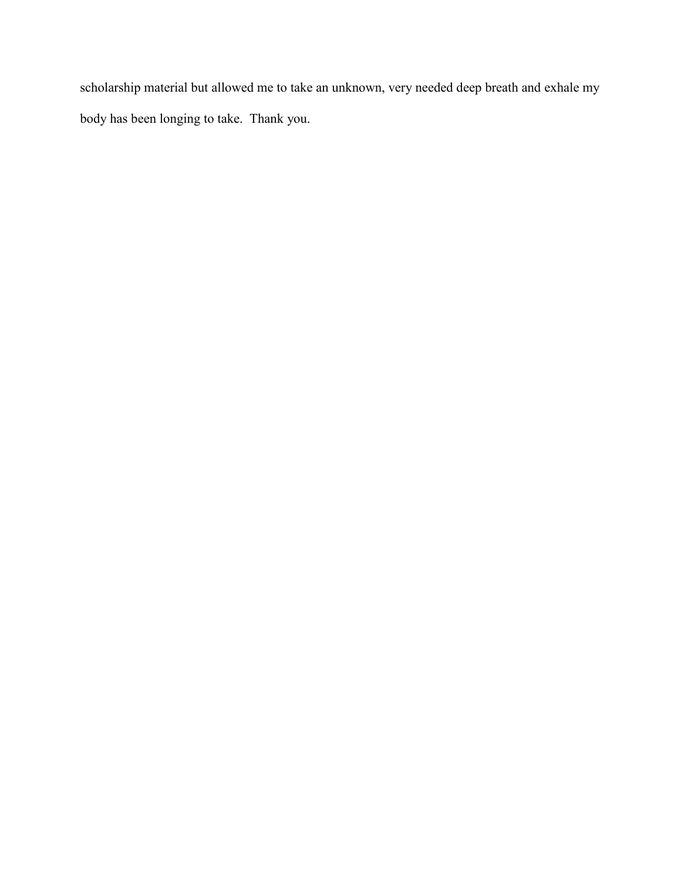scholarship material but allowed me to take an unknown, very needed deep breath and exhale my body has been longing to take.  Thank you.